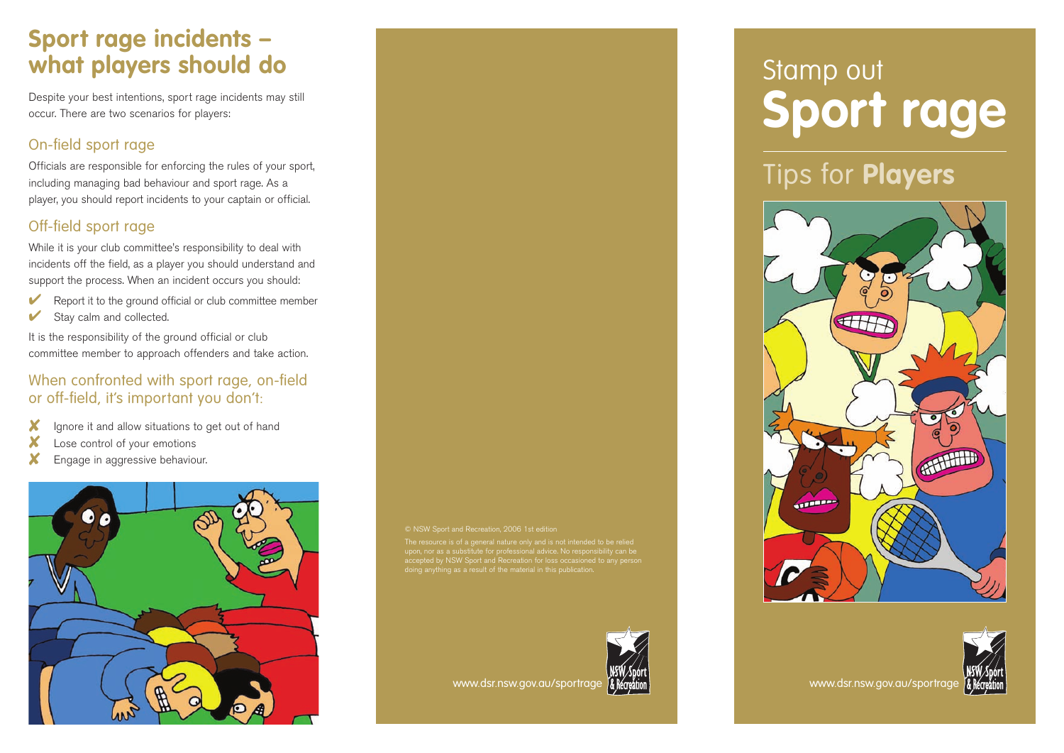# Sport rage incidents – what players should do

Despite your best intentions, sport rage incidents may still occur. There are two scenarios for players:

## On-field sport rage

Officials are responsible for enforcing the rules of your sport, including managing bad behaviour and sport rage. As a player, you should report incidents to your captain or official.

## Off-field sport rage

While it is your club committee's responsibility to deal with incidents off the field, as a player you should understand and support the process. When an incident occurs you should:

- ✔ Report it to the ground official or club committee member
- ✔ Stay calm and collected.

It is the responsibility of the ground official or club committee member to approach offenders and take action.

## When confronted with sport rage, on-field or off-field, it's important you don't:

- ✘ Ignore it and allow situations to get out of hand
- ✘ Lose control of your emotions
- ✘ Engage in aggressive behaviour.

© NSW Sport and Recreation, 2006 1st edition

The resource is of a general nature only and is not intended to be relied upon, nor as a substitute for professional advice. No responsibility can be accepted by NSW Sport and Recreation for loss occasioned to any person doing anything as a result of the material in this publication.

www.dsr.nsw.gov.au/sportrage

NSW Sport & Recreation

# Stamp out **Sport rage**

## Tips for **Players**

www.dsr.nsw.gov.au/sportrage

NSW Sport & Recreation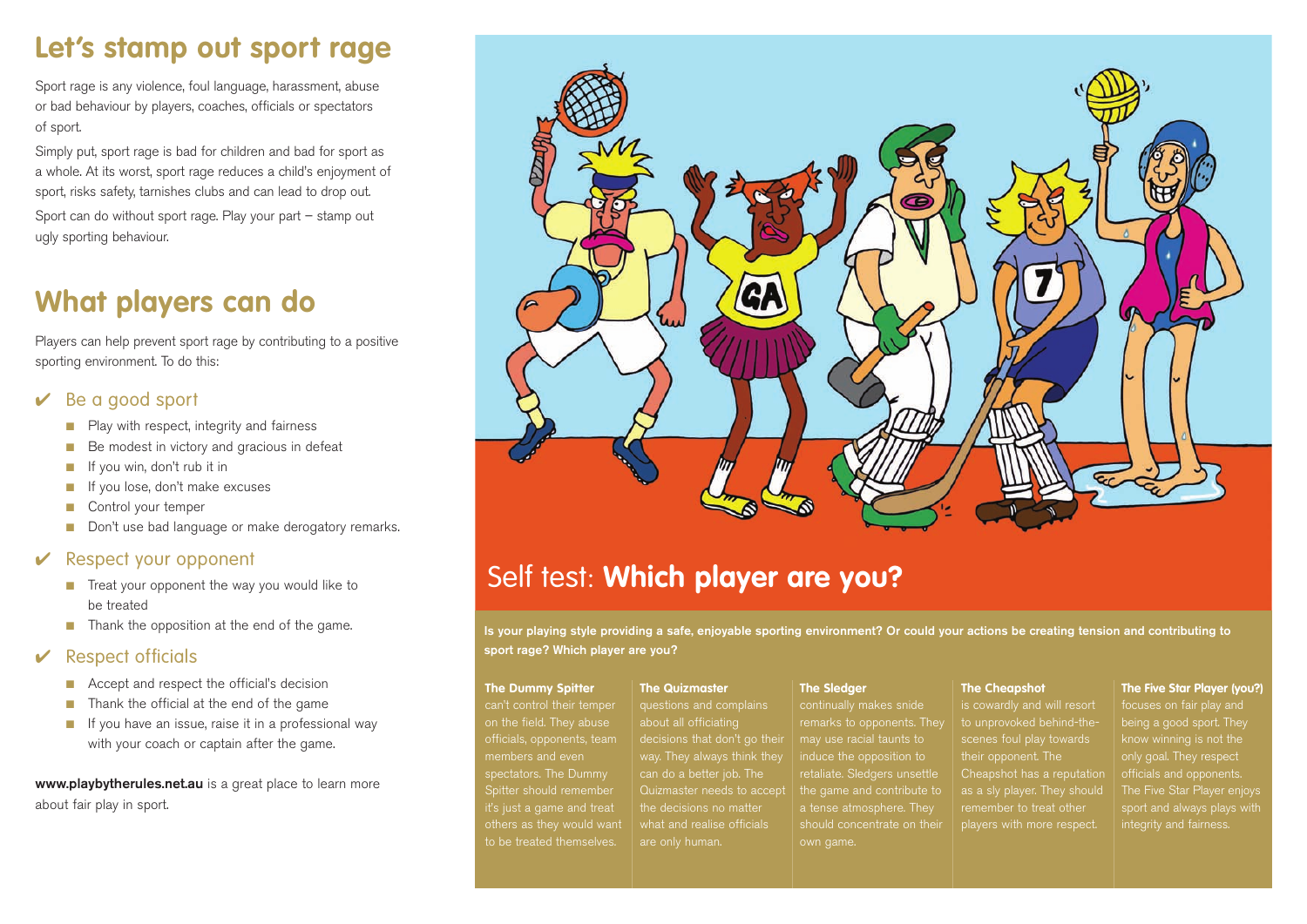## Let's stamp out sport rage

Sport rage is any violence, foul language, harassment, abuse or bad behaviour by players, coaches, officials or spectators of sport.

Simply put, sport rage is bad for children and bad for sport as a whole. At its worst, sport rage reduces a child's enjoyment of sport, risks safety, tarnishes clubs and can lead to drop out.

Sport can do without sport rage. Play your part – stamp out ugly sporting behaviour.

## What players can do

Players can help prevent sport rage by contributing to a positive sporting environment. To do this:

### ✔ Be a good sport

- Play with respect, integrity and fairness
- Be modest in victory and gracious in defeat
- If you win, don't rub it in
- If you lose, don't make excuses
- Control your temper
- Don't use bad language or make derogatory remarks.

### ✔ Respect your opponent

- Treat your opponent the way you would like to be treated
- Thank the opposition at the end of the game.

### ✔ Respect officials

- Accept and respect the official's decision
- Thank the official at the end of the game
- If you have an issue, raise it in a professional way with your coach or captain after the game.

**www.playbytherules.net.au** is a great place to learn more about fair play in sport.

## Self test: **Which player are you?**

**Is your playing style providing a safe, enjoyable sporting environment? Or could your actions be creating tension and contributing to sport rage? Which player are you?**

**The Dummy Spitter** can't control their temper on the field. They abuse officials, opponents, team members and even spectators. The Dummy Spitter should remember it's just a game and treat others as they would want to be treated themselves.

**The Quizmaster** questions and complains about all officiating decisions that don't go their way. They always think they can do a better job. The Quizmaster needs to accept the decisions no matter what and realise officials are only human.

**The Sledger** continually makes snide remarks to opponents. They may use racial taunts to induce the opposition to retaliate. Sledgers unsettle the game and contribute to a tense atmosphere. They should concentrate on their own game.

**The Cheapshot** is cowardly and will resort to unprovoked behind-the-scenes foul play towards their opponent. The Cheapshot has a reputation as a sly player. They should remember to treat other players with more respect.

**The Five Star Player (you?)** focuses on fair play and being a good sport. They know winning is not the only goal. They respect officials and opponents. The Five Star Player enjoys sport and always plays with integrity and fairness.